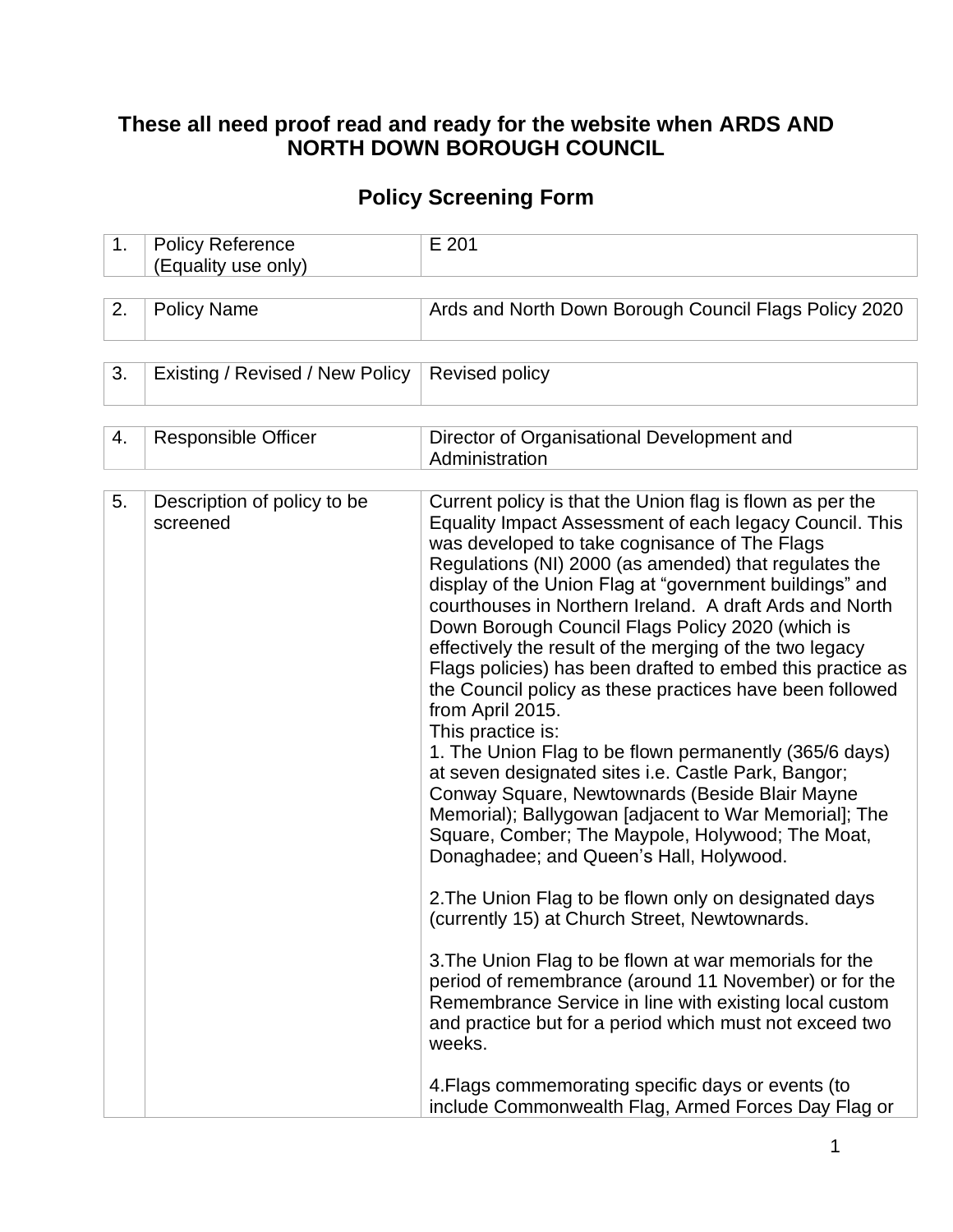## These all need proof read and ready for the website when ARDS AND NORTH DOWN BOROUGH COUNCIL

## Policy Screening Form

| | | |
|---|---|---|
| 1. | Policy Reference (Equality use only) | E 201 |

| | | |
|---|---|---|
| 2. | Policy Name | Ards and North Down Borough Council Flags Policy 2020 |

| | | |
|---|---|---|
| 3. | Existing / Revised / New Policy | Revised policy |

| | | |
|---|---|---|
| 4. | Responsible Officer | Director of Organisational Development and Administration |

| | | |
|---|---|---|
| 5. | Description of policy to be screened | Current policy is that the Union flag is flown as per the Equality Impact Assessment of each legacy Council. This was developed to take cognisance of The Flags Regulations (NI) 2000 (as amended) that regulates the display of the Union Flag at "government buildings" and courthouses in Northern Ireland. A draft Ards and North Down Borough Council Flags Policy 2020 (which is effectively the result of the merging of the two legacy Flags policies) has been drafted to embed this practice as the Council policy as these practices have been followed from April 2015.<br>This practice is:<br>1. The Union Flag to be flown permanently (365/6 days) at seven designated sites i.e. Castle Park, Bangor; Conway Square, Newtownards (Beside Blair Mayne Memorial); Ballygowan [adjacent to War Memorial]; The Square, Comber; The Maypole, Holywood; The Moat, Donaghadee; and Queen's Hall, Holywood.<br><br>2.The Union Flag to be flown only on designated days (currently 15) at Church Street, Newtownards.<br><br>3.The Union Flag to be flown at war memorials for the period of remembrance (around 11 November) or for the Remembrance Service in line with existing local custom and practice but for a period which must not exceed two weeks.<br><br>4.Flags commemorating specific days or events (to include Commonwealth Flag, Armed Forces Day Flag or |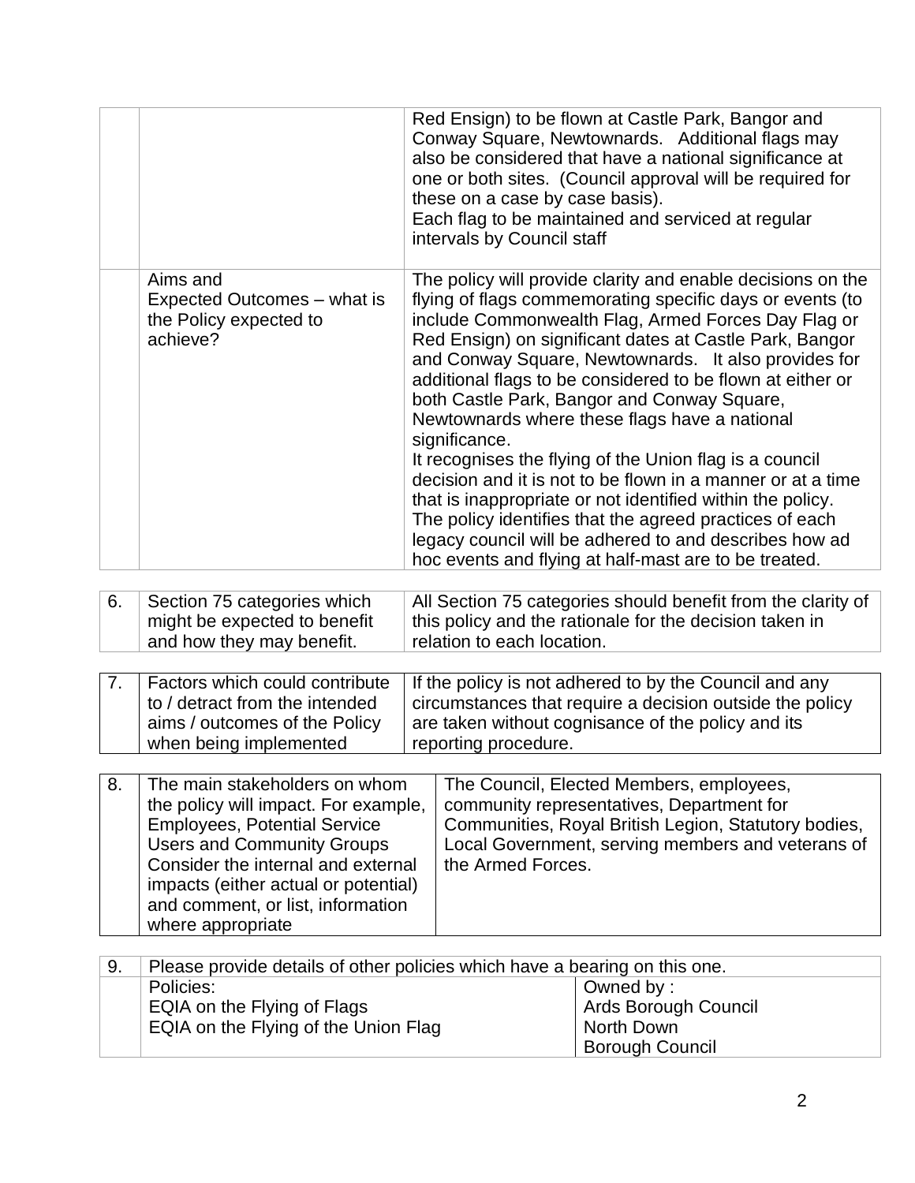| | | |
|---|---|---|
| | | Red Ensign) to be flown at Castle Park, Bangor and Conway Square, Newtownards. Additional flags may also be considered that have a national significance at one or both sites. (Council approval will be required for these on a case by case basis).<br>Each flag to be maintained and serviced at regular intervals by Council staff |
| | Aims and Expected Outcomes – what is the Policy expected to achieve? | The policy will provide clarity and enable decisions on the flying of flags commemorating specific days or events (to include Commonwealth Flag, Armed Forces Day Flag or Red Ensign) on significant dates at Castle Park, Bangor and Conway Square, Newtownards. It also provides for additional flags to be considered to be flown at either or both Castle Park, Bangor and Conway Square, Newtownards where these flags have a national significance.<br>It recognises the flying of the Union flag is a council decision and it is not to be flown in a manner or at a time that is inappropriate or not identified within the policy. The policy identifies that the agreed practices of each legacy council will be adhered to and describes how ad hoc events and flying at half-mast are to be treated. |

| | | |
|---|---|---|
| 6. | Section 75 categories which might be expected to benefit and how they may benefit. | All Section 75 categories should benefit from the clarity of this policy and the rationale for the decision taken in relation to each location. |

| | | |
|---|---|---|
| 7. | Factors which could contribute to / detract from the intended aims / outcomes of the Policy when being implemented | If the policy is not adhered to by the Council and any circumstances that require a decision outside the policy are taken without cognisance of the policy and its reporting procedure. |

| | | |
|---|---|---|
| 8. | The main stakeholders on whom the policy will impact. For example, Employees, Potential Service Users and Community Groups Consider the internal and external impacts (either actual or potential) and comment, or list, information where appropriate | The Council, Elected Members, employees, community representatives, Department for Communities, Royal British Legion, Statutory bodies, Local Government, serving members and veterans of the Armed Forces. |

| | | |
|---|---|---|
| 9. | Please provide details of other policies which have a bearing on this one. | |
| | Policies:<br>EQIA on the Flying of Flags<br>EQIA on the Flying of the Union Flag | Owned by :<br>Ards Borough Council<br>North Down Borough Council |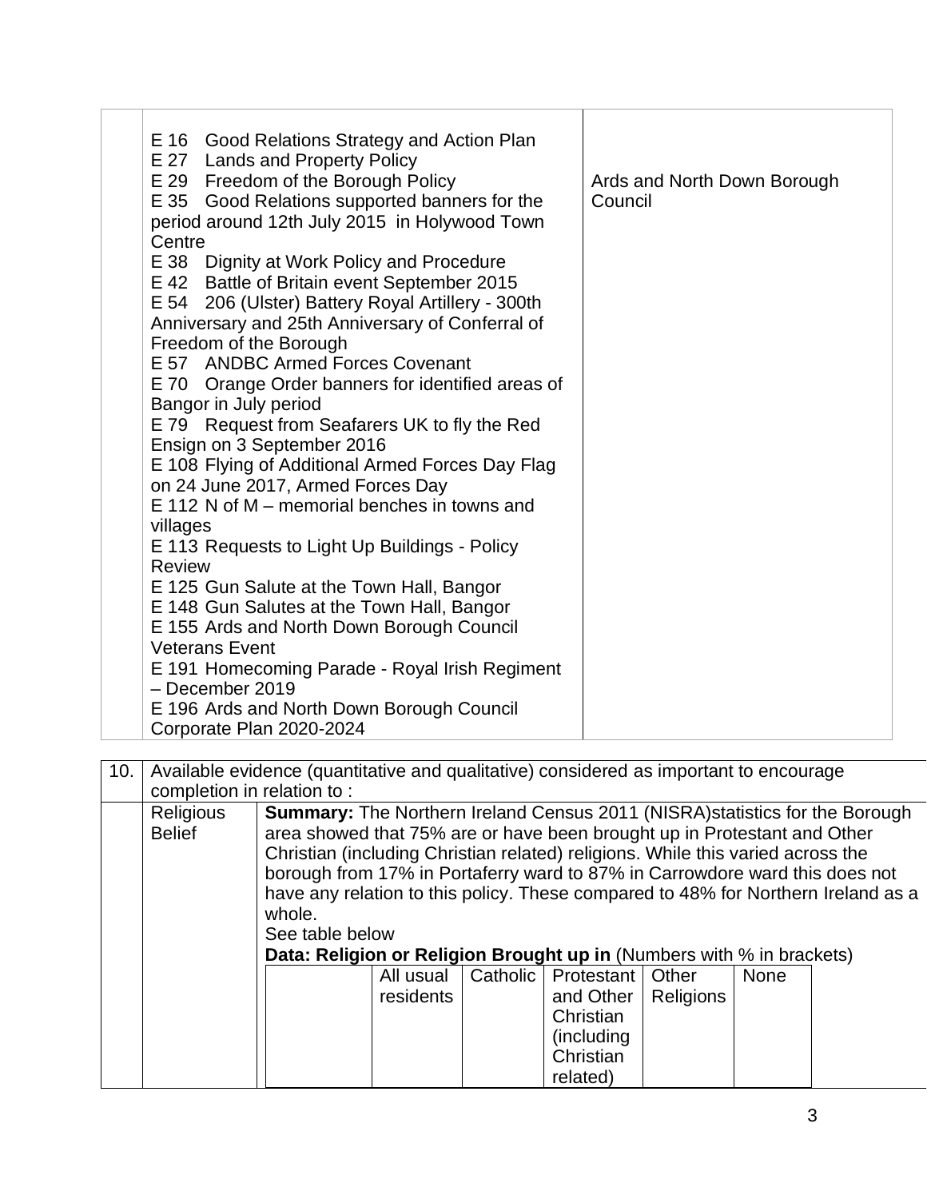| | | |
|---|---|---|
| | E 16 Good Relations Strategy and Action Plan<br>E 27 Lands and Property Policy<br>E 29 Freedom of the Borough Policy<br>E 35 Good Relations supported banners for the period around 12th July 2015 in Holywood Town Centre<br>E 38 Dignity at Work Policy and Procedure<br>E 42 Battle of Britain event September 2015<br>E 54 206 (Ulster) Battery Royal Artillery - 300th Anniversary and 25th Anniversary of Conferral of Freedom of the Borough<br>E 57 ANDBC Armed Forces Covenant<br>E 70 Orange Order banners for identified areas of Bangor in July period<br>E 79 Request from Seafarers UK to fly the Red Ensign on 3 September 2016<br>E 108 Flying of Additional Armed Forces Day Flag on 24 June 2017, Armed Forces Day<br>E 112 N of M – memorial benches in towns and villages<br>E 113 Requests to Light Up Buildings - Policy Review<br>E 125 Gun Salute at the Town Hall, Bangor<br>E 148 Gun Salutes at the Town Hall, Bangor<br>E 155 Ards and North Down Borough Council Veterans Event<br>E 191 Homecoming Parade - Royal Irish Regiment – December 2019<br>E 196 Ards and North Down Borough Council Corporate Plan 2020-2024 | Ards and North Down Borough Council |

| 10. | Available evidence (quantitative and qualitative) considered as important to encourage completion in relation to : | |
|---|---|---|
| | Religious Belief | **Summary:** The Northern Ireland Census 2011 (NISRA)statistics for the Borough area showed that 75% are or have been brought up in Protestant and Other Christian (including Christian related) religions. While this varied across the borough from 17% in Portaferry ward to 87% in Carrowdore ward this does not have any relation to this policy. These compared to 48% for Northern Ireland as a whole.<br>See table below<br>**Data: Religion or Religion Brought up in** (Numbers with % in brackets) |

| | All usual residents | Catholic | Protestant and Other Christian (including Christian related) | Other Religions | None |
|---|---|---|---|---|---|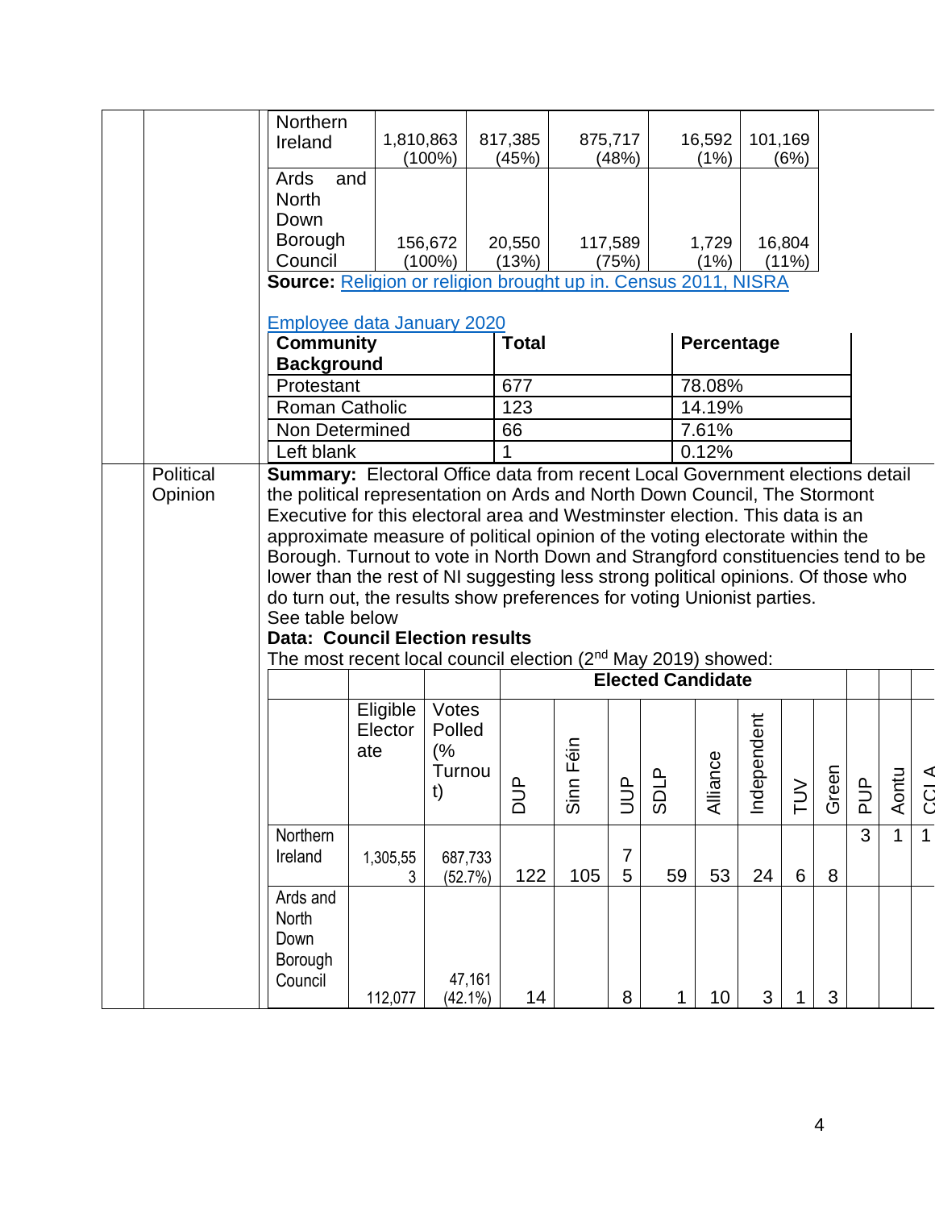| | | | | | |
|---|---|---|---|---|---|
| Northern Ireland | 1,810,863 (100%) | 817,385 (45%) | 875,717 (48%) | 16,592 (1%) | 101,169 (6%) |
| Ards and North Down Borough Council | 156,672 (100%) | 20,550 (13%) | 117,589 (75%) | 1,729 (1%) | 16,804 (11%) |

**Source:** [Religion or religion brought up in. Census 2011, NISRA]

[Employee data January 2020]

| Community Background | Total | Percentage |
|---|---|---|
| Protestant | 677 | 78.08% |
| Roman Catholic | 123 | 14.19% |
| Non Determined | 66 | 7.61% |
| Left blank | 1 | 0.12% |

**Political Opinion**

**Summary:** Electoral Office data from recent Local Government elections detail the political representation on Ards and North Down Council, The Stormont Executive for this electoral area and Westminster election. This data is an approximate measure of political opinion of the voting electorate within the Borough. Turnout to vote in North Down and Strangford constituencies tend to be lower than the rest of NI suggesting less strong political opinions. Of those who do turn out, the results show preferences for voting Unionist parties.

See table below

**Data: Council Election results**

The most recent local council election (2nd May 2019) showed:

| | | | Elected Candidate | | | | | | | | | | | |
|---|---|---|---|---|---|---|---|---|---|---|---|---|---|---|
| | Eligible Electorate | Votes Polled (% Turnout) | DUP | Sinn Féin | UUP | SDLP | Alliance | Independent | TUV | Green | PUP | Aontu | CCLA |
| Northern Ireland | 1,305,553 | 687,733 (52.7%) | 122 | 105 | 75 | 59 | 53 | 24 | 6 | 8 | 3 | 1 | 1 |
| Ards and North Down Borough Council | 112,077 | 47,161 (42.1%) | 14 | | 8 | 1 | 10 | 3 | 1 | 3 | | | |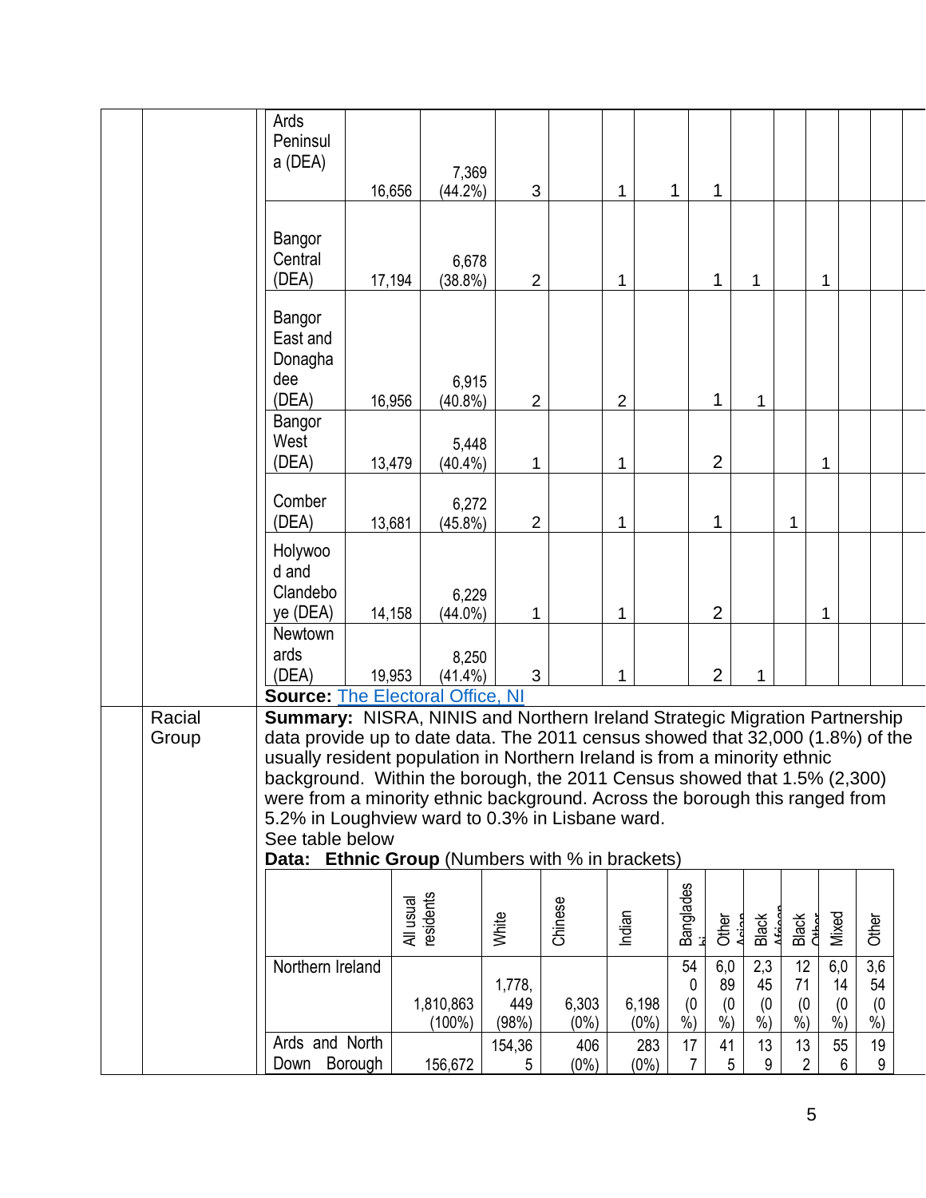| | | | | | | | | | | | | | |
|---|---|---|---|---|---|---|---|---|---|---|---|---|---|
| Ards Peninsula (DEA) | 16,656 | 7,369 (44.2%) | 3 | | 1 | 1 | 1 | | | | | | |
| Bangor Central (DEA) | 17,194 | 6,678 (38.8%) | 2 | | 1 | | 1 | 1 | | 1 | | | |
| Bangor East and Donaghadee (DEA) | 16,956 | 6,915 (40.8%) | 2 | | 2 | | 1 | 1 | | | | | |
| Bangor West (DEA) | 13,479 | 5,448 (40.4%) | 1 | | 1 | | 2 | | | 1 | | | |
| Comber (DEA) | 13,681 | 6,272 (45.8%) | 2 | | 1 | | 1 | | 1 | | | | |
| Holywood and Clandeboye (DEA) | 14,158 | 6,229 (44.0%) | 1 | | 1 | | 2 | | | 1 | | | |
| Newtownards (DEA) | 19,953 | 8,250 (41.4%) | 3 | | 1 | | 2 | 1 | | | | | |

**Source:** The Electoral Office, NI

**Racial Group**

**Summary:** NISRA, NINIS and Northern Ireland Strategic Migration Partnership data provide up to date data. The 2011 census showed that 32,000 (1.8%) of the usually resident population in Northern Ireland is from a minority ethnic background. Within the borough, the 2011 Census showed that 1.5% (2,300) were from a minority ethnic background. Across the borough this ranged from 5.2% in Loughview ward to 0.3% in Lisbane ward.

See table below

**Data: Ethnic Group** (Numbers with % in brackets)

| | All usual residents | White | Chinese | Indian | Bangladeshi | Other Asian | Black African | Black Other | Mixed | Other |
|---|---|---|---|---|---|---|---|---|---|---|
| Northern Ireland | 1,810,863 (100%) | 1,778,449 (98%) | 6,303 (0%) | 6,198 (0%) | 540 (0%) | 6,089 (0%) | 2,345 (0%) | 1271 (0%) | 6,014 (0%) | 3,654 (0%) |
| Ards and North Down Borough | 156,672 | 154,365 | 406 (0%) | 283 (0%) | 177 | 415 | 139 | 132 | 556 | 199 |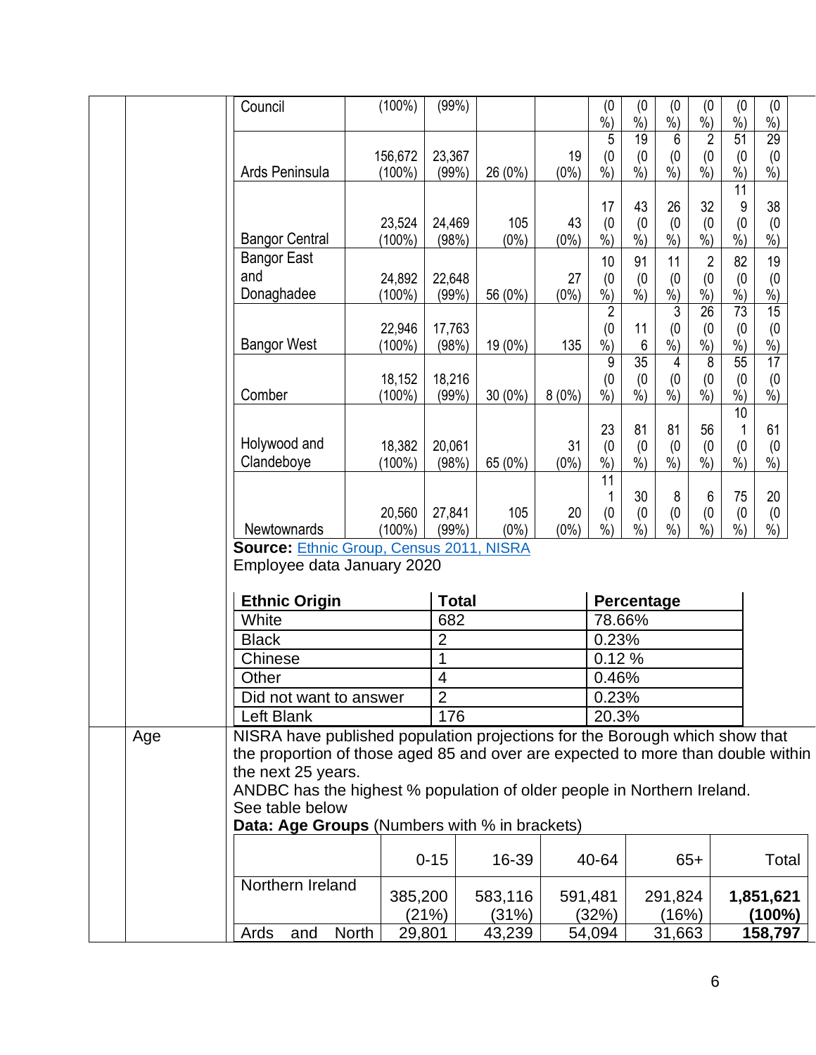| | | | | | | | | | | | |
|---|---|---|---|---|---|---|---|---|---|---|---|
| Council | (100%) | (99%) | | | (0 %) | (0 %) | (0 %) | (0 %) | (0 %) | (0 %) |
| Ards Peninsula | 156,672 (100%) | 23,367 (99%) | 26 (0%) | 19 (0%) | 5 (0 %) | 19 (0 %) | 6 (0 %) | 2 (0 %) | 51 (0 %) | 29 (0 %) |
| Bangor Central | 23,524 (100%) | 24,469 (98%) | 105 (0%) | 43 (0%) | 17 (0 %) | 43 (0 %) | 26 (0 %) | 32 (0 %) | 119 (0 %) | 38 (0 %) |
| Bangor East and Donaghadee | 24,892 (100%) | 22,648 (99%) | 56 (0%) | 27 (0%) | 10 (0 %) | 91 (0 %) | 11 (0 %) | 2 (0 %) | 82 (0 %) | 19 (0 %) |
| Bangor West | 22,946 (100%) | 17,763 (98%) | 19 (0%) | 135 | 2 (0 %) | 116 | 3 (0 %) | 26 (0 %) | 73 (0 %) | 15 (0 %) |
| Comber | 18,152 (100%) | 18,216 (99%) | 30 (0%) | 8 (0%) | 9 (0 %) | 35 (0 %) | 4 (0 %) | 8 (0 %) | 55 (0 %) | 17 (0 %) |
| Holywood and Clandeboye | 18,382 (100%) | 20,061 (98%) | 65 (0%) | 31 (0%) | 23 (0 %) | 81 (0 %) | 81 (0 %) | 56 (0 %) | 101 (0 %) | 61 (0 %) |
| Newtownards | 20,560 (100%) | 27,841 (99%) | 105 (0%) | 20 (0%) | 111 (0 %) | 30 (0 %) | 8 (0 %) | 6 (0 %) | 75 (0 %) | 20 (0 %) |

**Source:** Ethnic Group, Census 2011, NISRA

Employee data January 2020

| Ethnic Origin | Total | Percentage |
|---|---|---|
| White | 682 | 78.66% |
| Black | 2 | 0.23% |
| Chinese | 1 | 0.12 % |
| Other | 4 | 0.46% |
| Did not want to answer | 2 | 0.23% |
| Left Blank | 176 | 20.3% |

**Age**

NISRA have published population projections for the Borough which show that the proportion of those aged 85 and over are expected to more than double within the next 25 years.

ANDBC has the highest % population of older people in Northern Ireland.

See table below

**Data: Age Groups** (Numbers with % in brackets)

| | 0-15 | 16-39 | 40-64 | 65+ | Total |
|---|---|---|---|---|---|
| Northern Ireland | 385,200 (21%) | 583,116 (31%) | 591,481 (32%) | 291,824 (16%) | **1,851,621 (100%)** |
| Ards and North | 29,801 | 43,239 | 54,094 | 31,663 | **158,797** |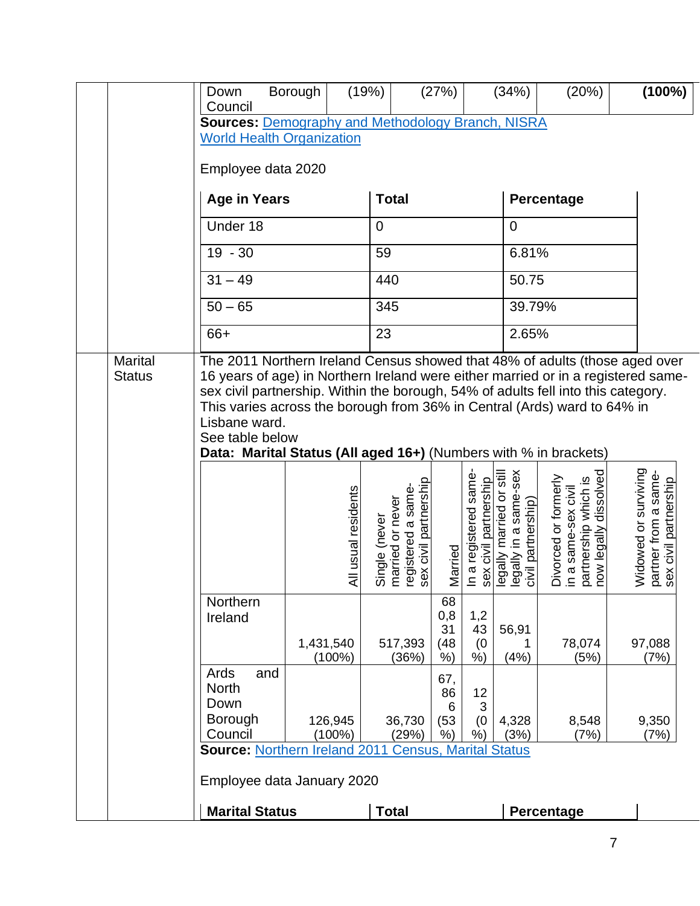| Down Borough Council | (19%) | (27%) | (34%) | (20%) | **(100%)** |
|---|---|---|---|---|---|

**Sources:** Demography and Methodology Branch, NISRA
World Health Organization

Employee data 2020

| **Age in Years** | **Total** | **Percentage** |
|---|---|---|
| Under 18 | 0 | 0 |
| 19 - 30 | 59 | 6.81% |
| 31 – 49 | 440 | 50.75 |
| 50 – 65 | 345 | 39.79% |
| 66+ | 23 | 2.65% |

Marital Status

The 2011 Northern Ireland Census showed that 48% of adults (those aged over 16 years of age) in Northern Ireland were either married or in a registered same-sex civil partnership. Within the borough, 54% of adults fell into this category. This varies across the borough from 36% in Central (Ards) ward to 64% in Lisbane ward.
See table below

**Data: Marital Status (All aged 16+)** (Numbers with % in brackets)

| | All usual residents | Single (never married or never registered a same-sex civil partnership | Married | In a registered same-sex civil partnership | legally married or still legally in a same-sex civil partnership) | Divorced or formerly in a same-sex civil partnership which is now legally dissolved | Widowed or surviving partner from a same-sex civil partnership |
|---|---|---|---|---|---|---|---|
| Northern Ireland | 1,431,540 (100%) | 517,393 (36%) | 680,831 (48%) | 1,243 (0%) | 56,911 (4%) | 78,074 (5%) | 97,088 (7%) |
| Ards and North Down Borough Council | 126,945 (100%) | 36,730 (29%) | 67,866 (53%) | 123 (0%) | 4,328 (3%) | 8,548 (7%) | 9,350 (7%) |

**Source:** Northern Ireland 2011 Census, Marital Status

Employee data January 2020

| **Marital Status** | **Total** | **Percentage** |
|---|---|---|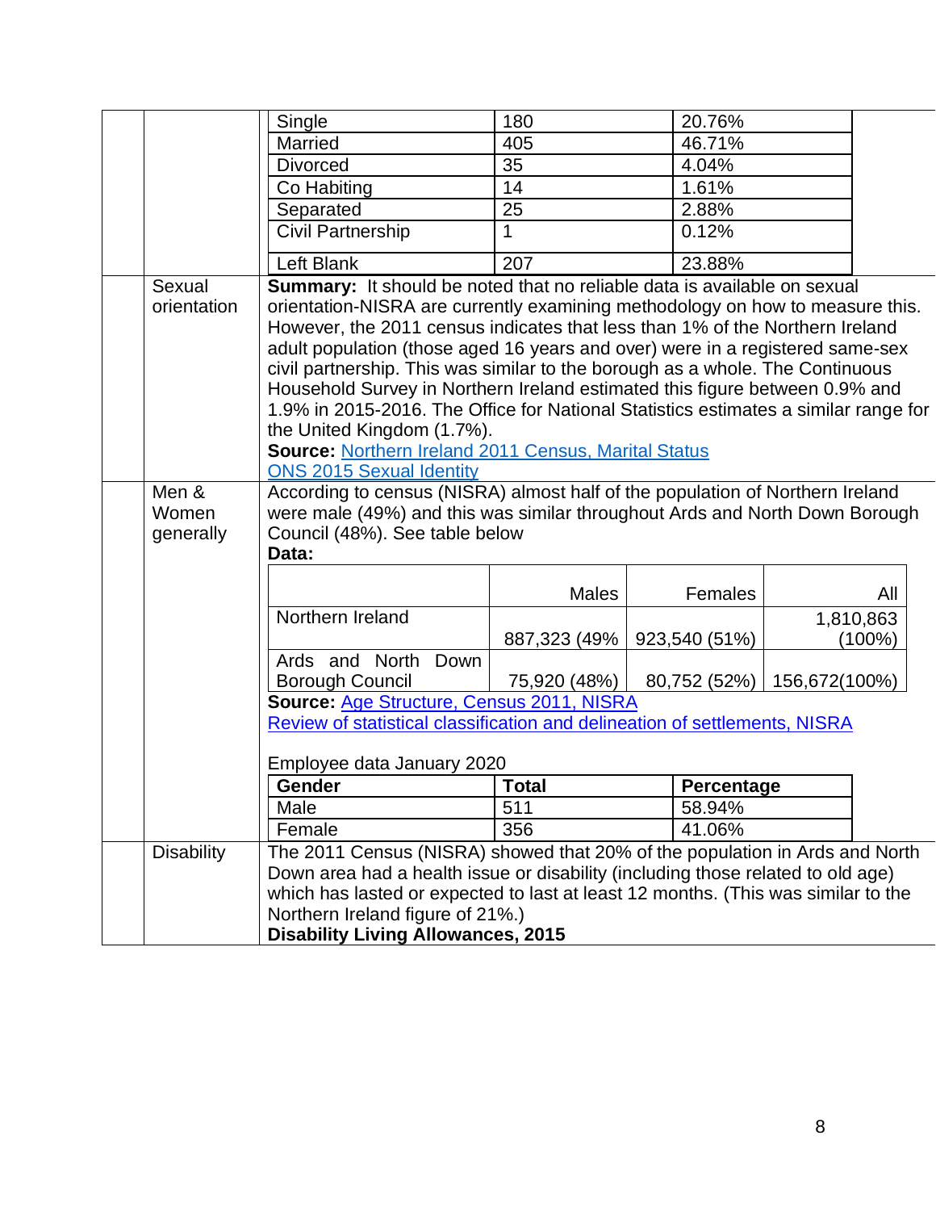| Single | 180 | 20.76% |
|---|---|---|
| Married | 405 | 46.71% |
| Divorced | 35 | 4.04% |
| Co Habiting | 14 | 1.61% |
| Separated | 25 | 2.88% |
| Civil Partnership | 1 | 0.12% |
| Left Blank | 207 | 23.88% |

**Sexual orientation**

**Summary:** It should be noted that no reliable data is available on sexual orientation-NISRA are currently examining methodology on how to measure this. However, the 2011 census indicates that less than 1% of the Northern Ireland adult population (those aged 16 years and over) were in a registered same-sex civil partnership. This was similar to the borough as a whole. The Continuous Household Survey in Northern Ireland estimated this figure between 0.9% and 1.9% in 2015-2016. The Office for National Statistics estimates a similar range for the United Kingdom (1.7%).

**Source:** Northern Ireland 2011 Census, Marital Status
ONS 2015 Sexual Identity

**Men & Women generally**

According to census (NISRA) almost half of the population of Northern Ireland were male (49%) and this was similar throughout Ards and North Down Borough Council (48%). See table below

**Data:**

| | Males | Females | All |
|---|---|---|---|
| Northern Ireland | 887,323 (49% | 923,540 (51%) | 1,810,863 (100%) |
| Ards and North Down Borough Council | 75,920 (48%) | 80,752 (52%) | 156,672(100%) |

**Source:** Age Structure, Census 2011, NISRA
Review of statistical classification and delineation of settlements, NISRA

Employee data January 2020

| Gender | Total | Percentage |
|---|---|---|
| Male | 511 | 58.94% |
| Female | 356 | 41.06% |

**Disability**

The 2011 Census (NISRA) showed that 20% of the population in Ards and North Down area had a health issue or disability (including those related to old age) which has lasted or expected to last at least 12 months. (This was similar to the Northern Ireland figure of 21%.)

**Disability Living Allowances, 2015**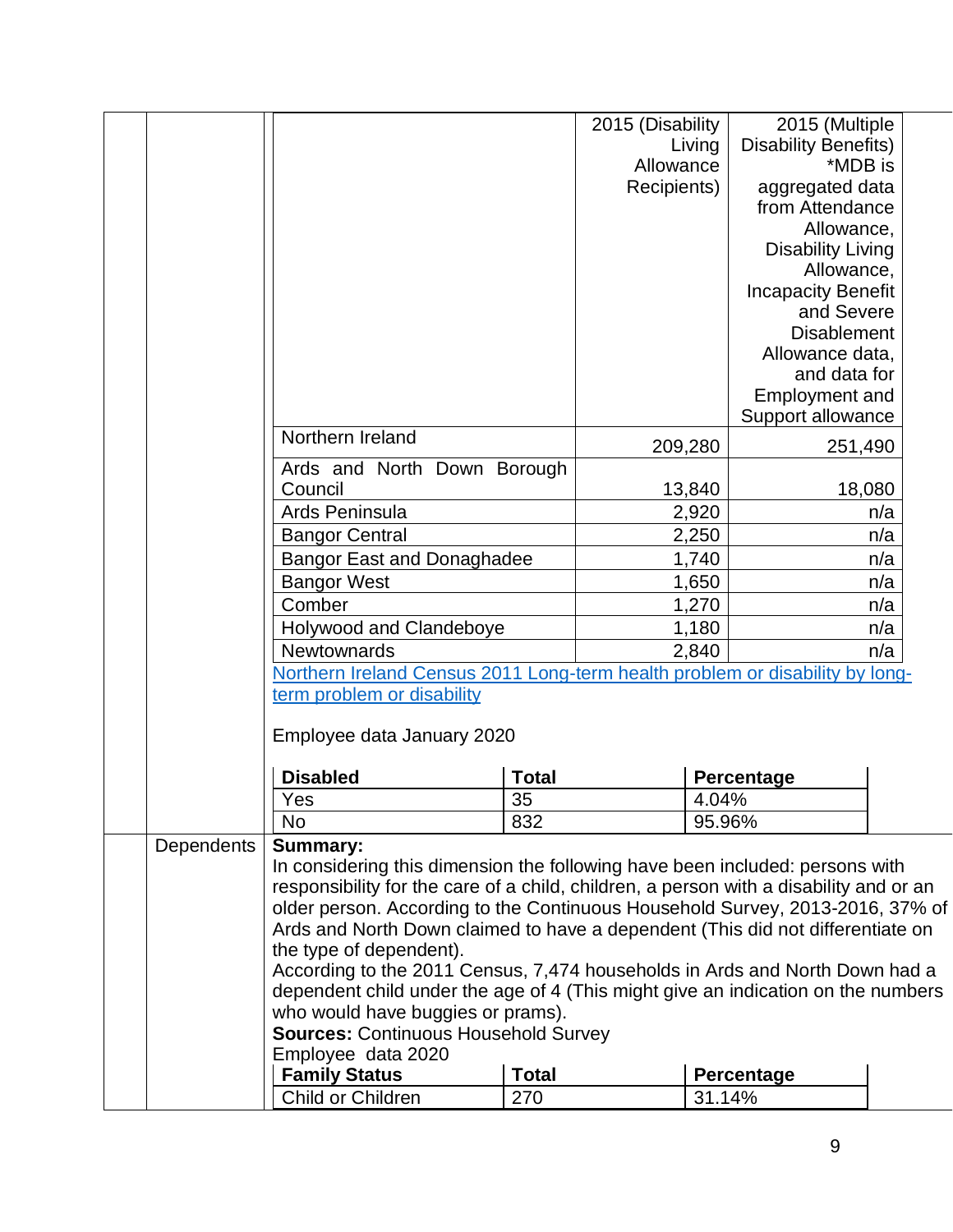| | 2015 (Disability Living Allowance Recipients) | 2015 (Multiple Disability Benefits) *MDB is aggregated data from Attendance Allowance, Disability Living Allowance, Incapacity Benefit and Severe Disablement Allowance data, and data for Employment and Support allowance |
|---|---|---|
| Northern Ireland | 209,280 | 251,490 |
| Ards and North Down Borough Council | 13,840 | 18,080 |
| Ards Peninsula | 2,920 | n/a |
| Bangor Central | 2,250 | n/a |
| Bangor East and Donaghadee | 1,740 | n/a |
| Bangor West | 1,650 | n/a |
| Comber | 1,270 | n/a |
| Holywood and Clandeboye | 1,180 | n/a |
| Newtownards | 2,840 | n/a |

[Northern Ireland Census 2011 Long-term health problem or disability by long-term problem or disability]

Employee data January 2020

| Disabled | Total | Percentage |
|---|---|---|
| Yes | 35 | 4.04% |
| No | 832 | 95.96% |

**Dependents**

**Summary:**
In considering this dimension the following have been included: persons with responsibility for the care of a child, children, a person with a disability and or an older person. According to the Continuous Household Survey, 2013-2016, 37% of Ards and North Down claimed to have a dependent (This did not differentiate on the type of dependent).
According to the 2011 Census, 7,474 households in Ards and North Down had a dependent child under the age of 4 (This might give an indication on the numbers who would have buggies or prams).
**Sources:** Continuous Household Survey
Employee data 2020

| Family Status | Total | Percentage |
|---|---|---|
| Child or Children | 270 | 31.14% |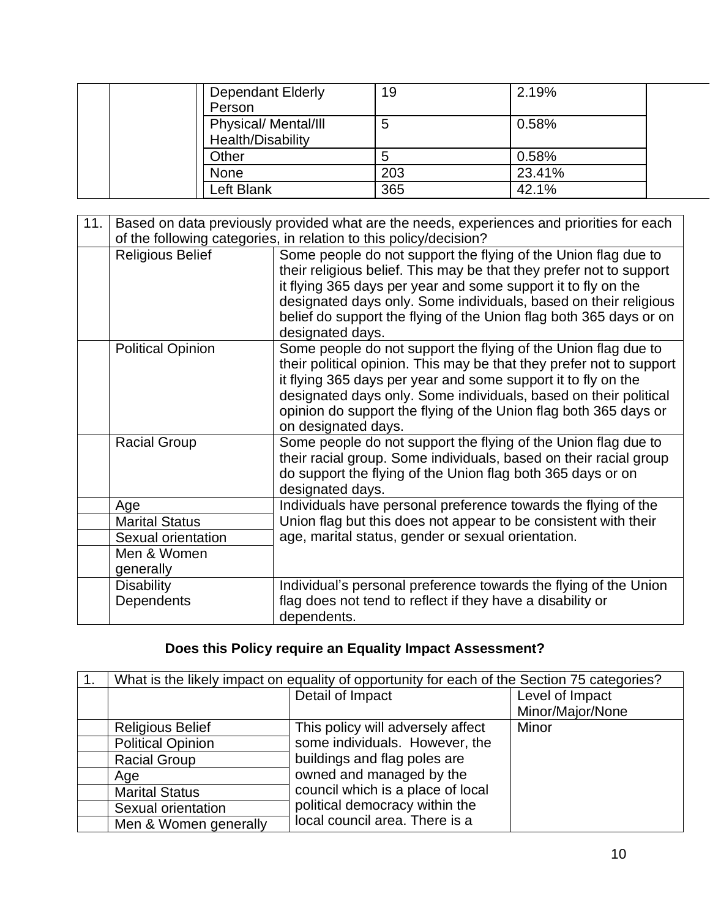| | | Dependant Elderly Person | 19 | 2.19% | |
|---|---|---|---|---|---|
| | | Physical/ Mental/Ill Health/Disability | 5 | 0.58% | |
| | | Other | 5 | 0.58% | |
| | | None | 203 | 23.41% | |
| | | Left Blank | 365 | 42.1% | |

| 11. | Based on data previously provided what are the needs, experiences and priorities for each of the following categories, in relation to this policy/decision? | |
|---|---|---|
| | Religious Belief | Some people do not support the flying of the Union flag due to their religious belief. This may be that they prefer not to support it flying 365 days per year and some support it to fly on the designated days only. Some individuals, based on their religious belief do support the flying of the Union flag both 365 days or on designated days. |
| | Political Opinion | Some people do not support the flying of the Union flag due to their political opinion. This may be that they prefer not to support it flying 365 days per year and some support it to fly on the designated days only. Some individuals, based on their political opinion do support the flying of the Union flag both 365 days or on designated days. |
| | Racial Group | Some people do not support the flying of the Union flag due to their racial group. Some individuals, based on their racial group do support the flying of the Union flag both 365 days or on designated days. |
| | Age | Individuals have personal preference towards the flying of the Union flag but this does not appear to be consistent with their age, marital status, gender or sexual orientation. |
| | Marital Status | |
| | Sexual orientation | |
| | Men & Women generally | |
| | Disability Dependents | Individual's personal preference towards the flying of the Union flag does not tend to reflect if they have a disability or dependents. |

## Does this Policy require an Equality Impact Assessment?

| 1. | What is the likely impact on equality of opportunity for each of the Section 75 categories? | | |
|---|---|---|---|
| | | Detail of Impact | Level of Impact Minor/Major/None |
| | Religious Belief | This policy will adversely affect some individuals. However, the buildings and flag poles are owned and managed by the council which is a place of local political democracy within the local council area. There is a | Minor |
| | Political Opinion | | |
| | Racial Group | | |
| | Age | | |
| | Marital Status | | |
| | Sexual orientation | | |
| | Men & Women generally | | |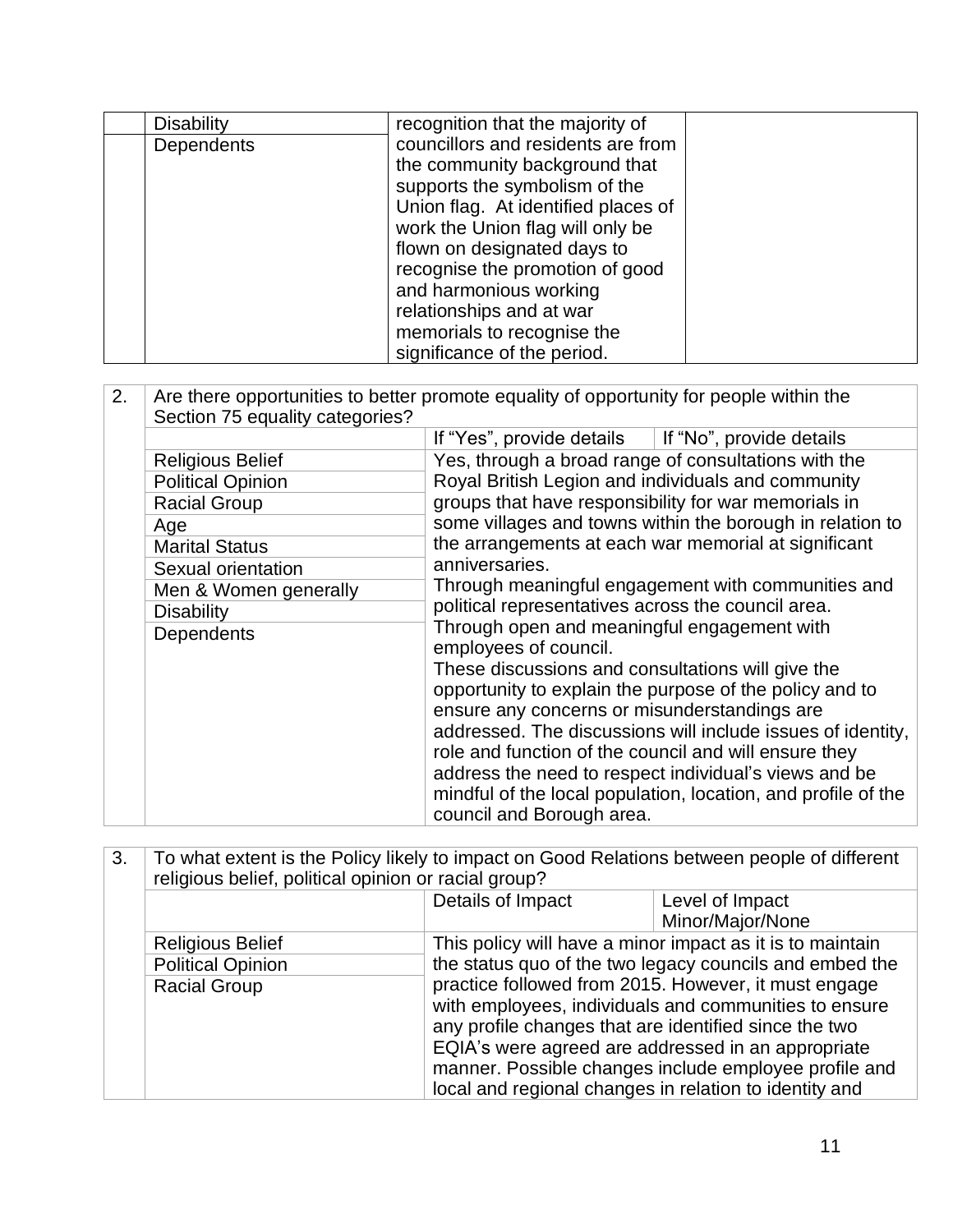| | | | |
|---|---|---|---|
| | Disability | recognition that the majority of councillors and residents are from the community background that supports the symbolism of the Union flag. At identified places of work the Union flag will only be flown on designated days to recognise the promotion of good and harmonious working relationships and at war memorials to recognise the significance of the period. | |
| | Dependents | | |

| 2. | Are there opportunities to better promote equality of opportunity for people within the Section 75 equality categories? | | |
|---|---|---|---|
| | | If "Yes", provide details | If "No", provide details |
| | Religious Belief | Yes, through a broad range of consultations with the Royal British Legion and individuals and community groups that have responsibility for war memorials in some villages and towns within the borough in relation to the arrangements at each war memorial at significant anniversaries.<br>Through meaningful engagement with communities and political representatives across the council area.<br>Through open and meaningful engagement with employees of council.<br>These discussions and consultations will give the opportunity to explain the purpose of the policy and to ensure any concerns or misunderstandings are addressed. The discussions will include issues of identity, role and function of the council and will ensure they address the need to respect individual's views and be mindful of the local population, location, and profile of the council and Borough area. | |
| | Political Opinion | | |
| | Racial Group | | |
| | Age | | |
| | Marital Status | | |
| | Sexual orientation | | |
| | Men & Women generally | | |
| | Disability | | |
| | Dependents | | |

| 3. | To what extent is the Policy likely to impact on Good Relations between people of different religious belief, political opinion or racial group? | | |
|---|---|---|---|
| | | Details of Impact | Level of Impact Minor/Major/None |
| | Religious Belief | This policy will have a minor impact as it is to maintain the status quo of the two legacy councils and embed the practice followed from 2015. However, it must engage with employees, individuals and communities to ensure any profile changes that are identified since the two EQIA's were agreed are addressed in an appropriate manner. Possible changes include employee profile and local and regional changes in relation to identity and | |
| | Political Opinion | | |
| | Racial Group | | |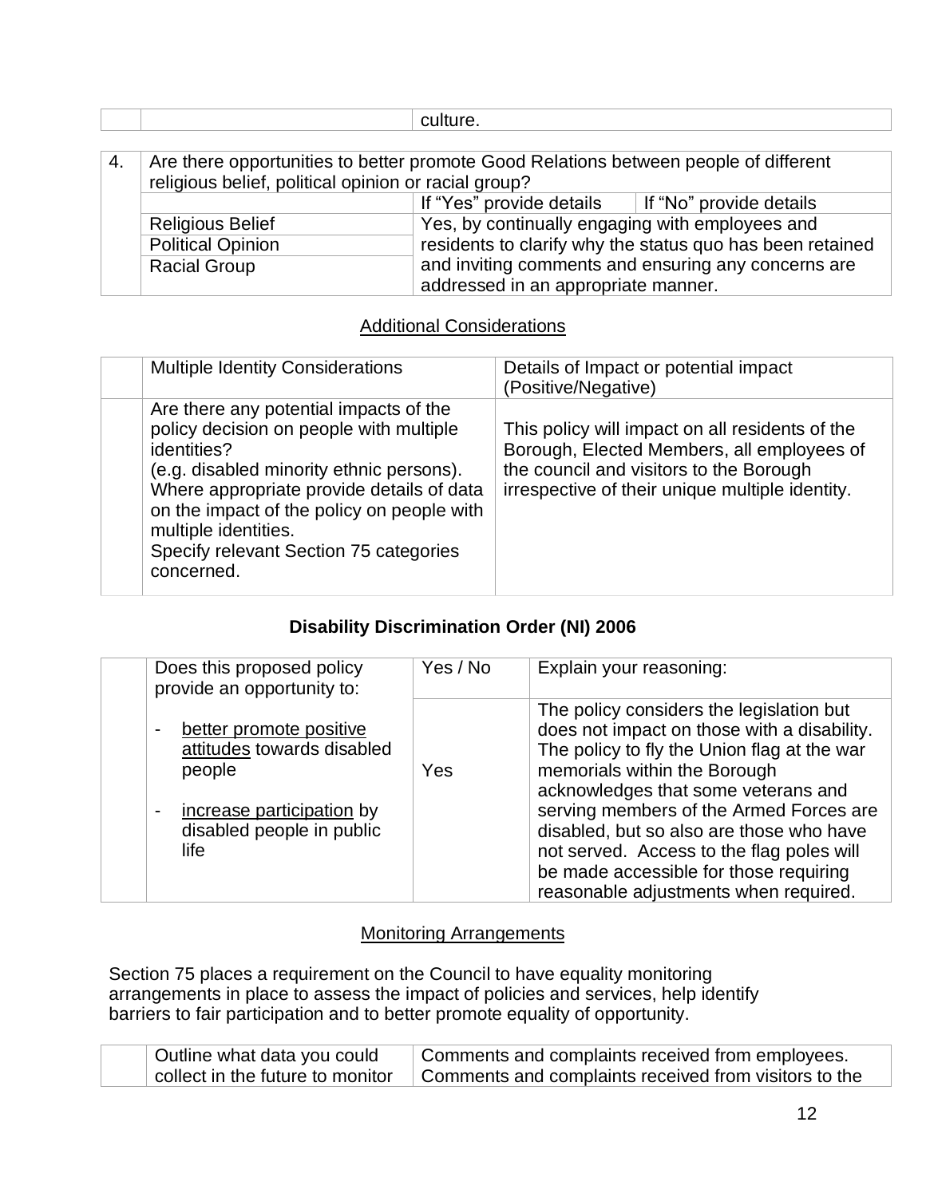| | | culture. |
|---|---|---|

| 4. | Are there opportunities to better promote Good Relations between people of different religious belief, political opinion or racial group? | | |
|---|---|---|---|
| | | If "Yes" provide details | If "No" provide details |
| | Religious Belief | Yes, by continually engaging with employees and residents to clarify why the status quo has been retained and inviting comments and ensuring any concerns are addressed in an appropriate manner. | |
| | Political Opinion | | |
| | Racial Group | | |

## Additional Considerations

| | Multiple Identity Considerations | Details of Impact or potential impact (Positive/Negative) |
|---|---|---|
| | Are there any potential impacts of the policy decision on people with multiple identities?<br>(e.g. disabled minority ethnic persons).<br>Where appropriate provide details of data on the impact of the policy on people with multiple identities.<br>Specify relevant Section 75 categories concerned. | This policy will impact on all residents of the Borough, Elected Members, all employees of the council and visitors to the Borough irrespective of their unique multiple identity. |

## Disability Discrimination Order (NI) 2006

| | Does this proposed policy provide an opportunity to: | Yes / No | Explain your reasoning: |
|---|---|---|---|
| | - better promote positive attitudes towards disabled people<br><br>- increase participation by disabled people in public life | Yes | The policy considers the legislation but does not impact on those with a disability. The policy to fly the Union flag at the war memorials within the Borough acknowledges that some veterans and serving members of the Armed Forces are disabled, but so also are those who have not served. Access to the flag poles will be made accessible for those requiring reasonable adjustments when required. |

## Monitoring Arrangements

Section 75 places a requirement on the Council to have equality monitoring arrangements in place to assess the impact of policies and services, help identify barriers to fair participation and to better promote equality of opportunity.

| | Outline what data you could collect in the future to monitor | Comments and complaints received from employees.<br>Comments and complaints received from visitors to the |
|---|---|---|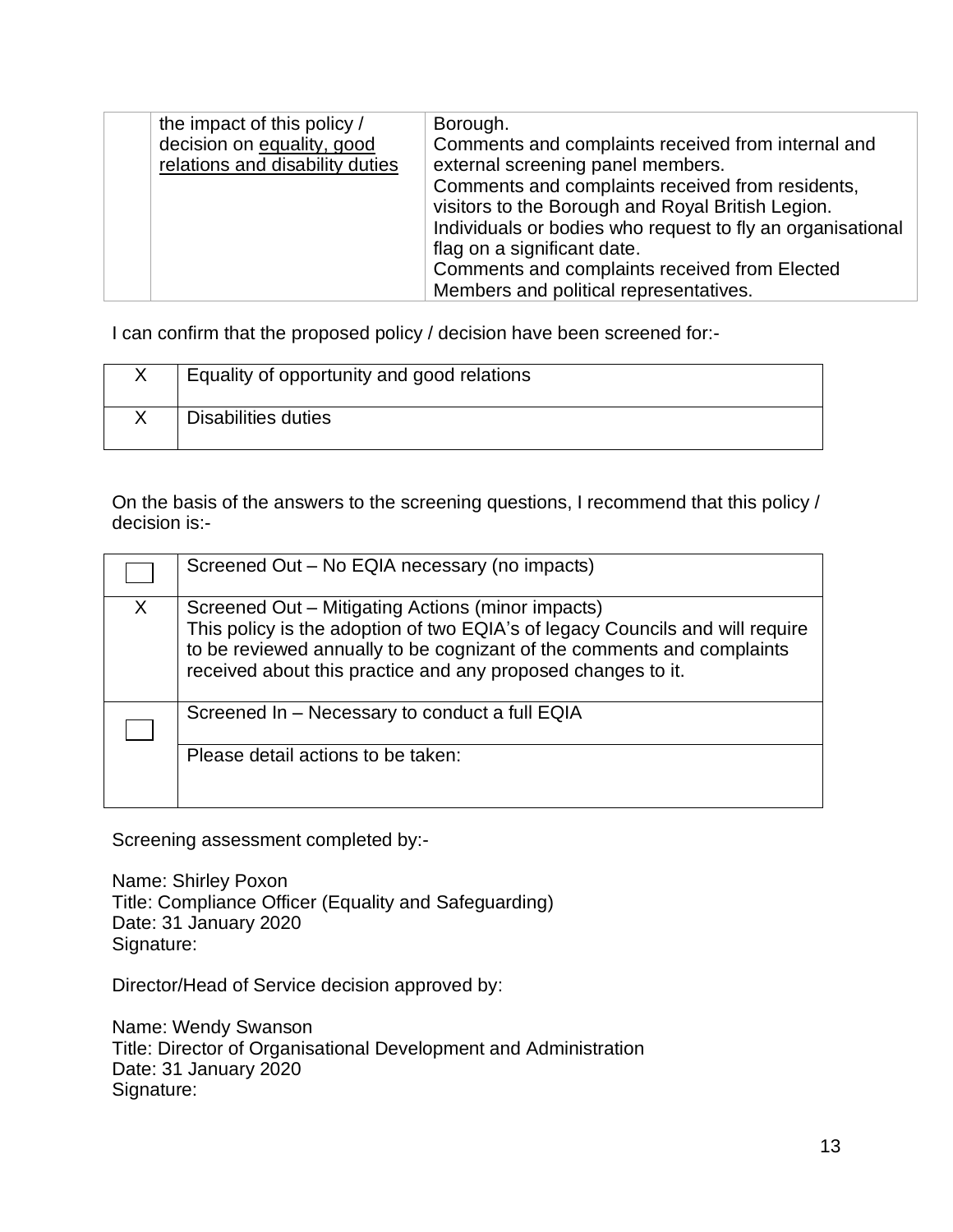|  | the impact of this policy / decision on equality, good relations and disability duties | Borough.<br>Comments and complaints received from internal and external screening panel members.<br>Comments and complaints received from residents, visitors to the Borough and Royal British Legion.<br>Individuals or bodies who request to fly an organisational flag on a significant date.<br>Comments and complaints received from Elected Members and political representatives. |
|---|---|---|

I can confirm that the proposed policy / decision have been screened for:-

| | |
|---|---|
| X | Equality of opportunity and good relations |
| X | Disabilities duties |

On the basis of the answers to the screening questions, I recommend that this policy / decision is:-

| | |
|---|---|
| ☐ | Screened Out – No EQIA necessary (no impacts) |
| X | Screened Out – Mitigating Actions (minor impacts)<br>This policy is the adoption of two EQIA's of legacy Councils and will require to be reviewed annually to be cognizant of the comments and complaints received about this practice and any proposed changes to it. |
| ☐ | Screened In – Necessary to conduct a full EQIA |
| | Please detail actions to be taken: |

Screening assessment completed by:-

Name: Shirley Poxon
Title: Compliance Officer (Equality and Safeguarding)
Date: 31 January 2020
Signature:

Director/Head of Service decision approved by:

Name: Wendy Swanson
Title: Director of Organisational Development and Administration
Date: 31 January 2020
Signature: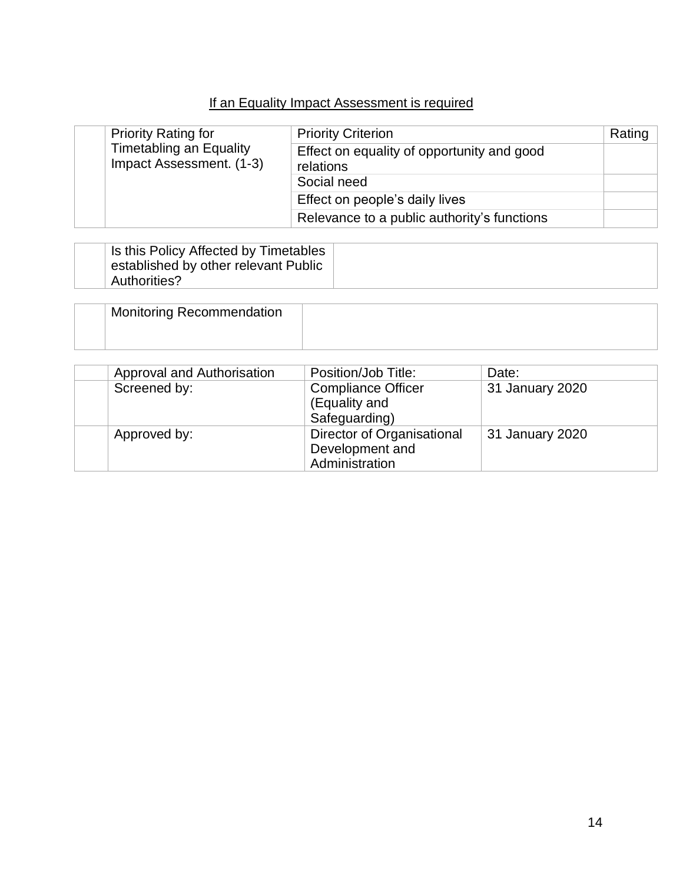<u>If an Equality Impact Assessment is required</u>

| | | | |
|---|---|---|---|
| | Priority Rating for Timetabling an Equality Impact Assessment. (1-3) | Priority Criterion | Rating |
| | | Effect on equality of opportunity and good relations | |
| | | Social need | |
| | | Effect on people's daily lives | |
| | | Relevance to a public authority's functions | |

| | | |
|---|---|---|
| | Is this Policy Affected by Timetables established by other relevant Public Authorities? | |

| | | |
|---|---|---|
| | Monitoring Recommendation | |

| | Approval and Authorisation | Position/Job Title: | Date: |
|---|---|---|---|
| | Screened by: | Compliance Officer (Equality and Safeguarding) | 31 January 2020 |
| | Approved by: | Director of Organisational Development and Administration | 31 January 2020 |